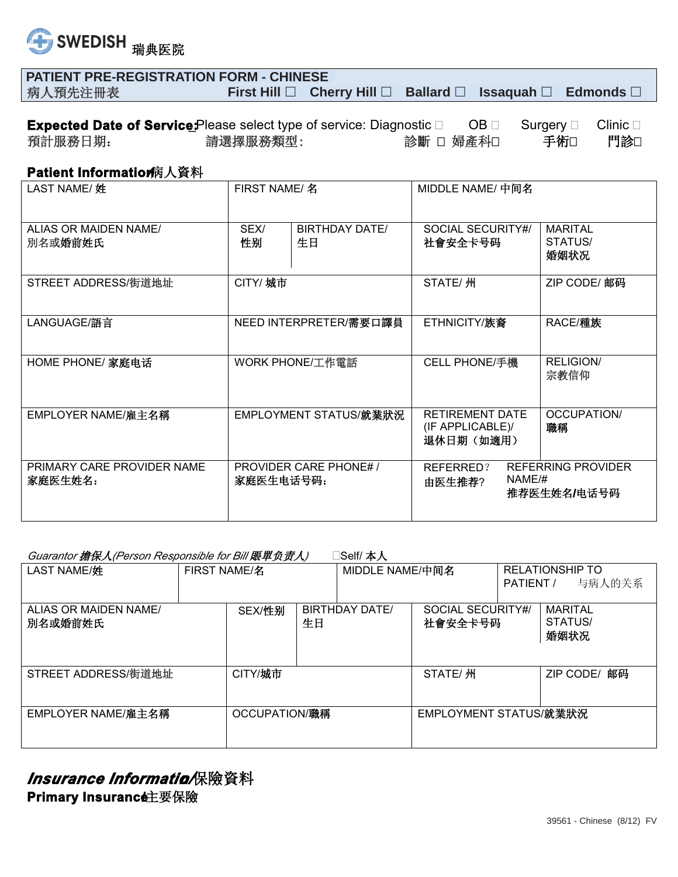SWEDISH 瑞典医院

## PATIENT PRE-REGISTRATION FORM - CHINESE
病人預先注冊表

First Hill ☐ Cherry Hill ☐ Ballard ☐ Issaquah ☐ Edmonds ☐

**Expected Date of Service:** 預計服務日期：

Please select type of service: 請選擇服務類型: Diagnostic 診斷 ☐ OB 婦產科☐ Surgery 手術☐ Clinic 門診☐

### Patient Information病人資料

| LAST NAME/ 姓 | | FIRST NAME/ 名 | MIDDLE NAME/ 中间名 | |
|---|---|---|---|---|
| ALIAS OR MAIDEN NAME/ 別名或婚前姓氏 | SEX/ 性别 | BIRTHDAY DATE/ 生日 | SOCIAL SECURITY#/ 社會安全卡号码 | MARITAL STATUS/ 婚姻状况 |
| STREET ADDRESS/街道地址 | CITY/ 城市 | | STATE/ 州 | ZIP CODE/ 邮码 |
| LANGUAGE/語言 | NEED INTERPRETER/需要口譯員 | | ETHNICITY/族裔 | RACE/種族 |
| HOME PHONE/ 家庭电话 | WORK PHONE/工作電話 | | CELL PHONE/手機 | RELIGION/ 宗教信仰 |
| EMPLOYER NAME/雇主名稱 | EMPLOYMENT STATUS/就業狀況 | | RETIREMENT DATE (IF APPLICABLE)/ 退休日期（如適用） | OCCUPATION/ 職稱 |
| PRIMARY CARE PROVIDER NAME 家庭医生姓名: | PROVIDER CARE PHONE# / 家庭医生电话号码: | | REFERRED? 由医生推荐? | REFERRING PROVIDER NAME/# 推荐医生姓名/电话号码 |

*Guarantor 擔保人(Person Responsible for Bill 賬單負责人)* ☐Self/ 本人

| LAST NAME/姓 | | FIRST NAME/名 | MIDDLE NAME/中间名 | RELATIONSHIP TO PATIENT / 与病人的关系 |
|---|---|---|---|---|
| ALIAS OR MAIDEN NAME/ 別名或婚前姓氏 | SEX/性别 | BIRTHDAY DATE/ 生日 | SOCIAL SECURITY#/ 社會安全卡号码 | MARITAL STATUS/ 婚姻状况 |
| STREET ADDRESS/街道地址 | CITY/城市 | | STATE/ 州 | ZIP CODE/ 邮码 |
| EMPLOYER NAME/雇主名稱 | OCCUPATION/職稱 | | EMPLOYMENT STATUS/就業狀況 | |

## *Insurance Information/保險資料*

**Primary Insurance主要保險**

39561 - Chinese (8/12) FV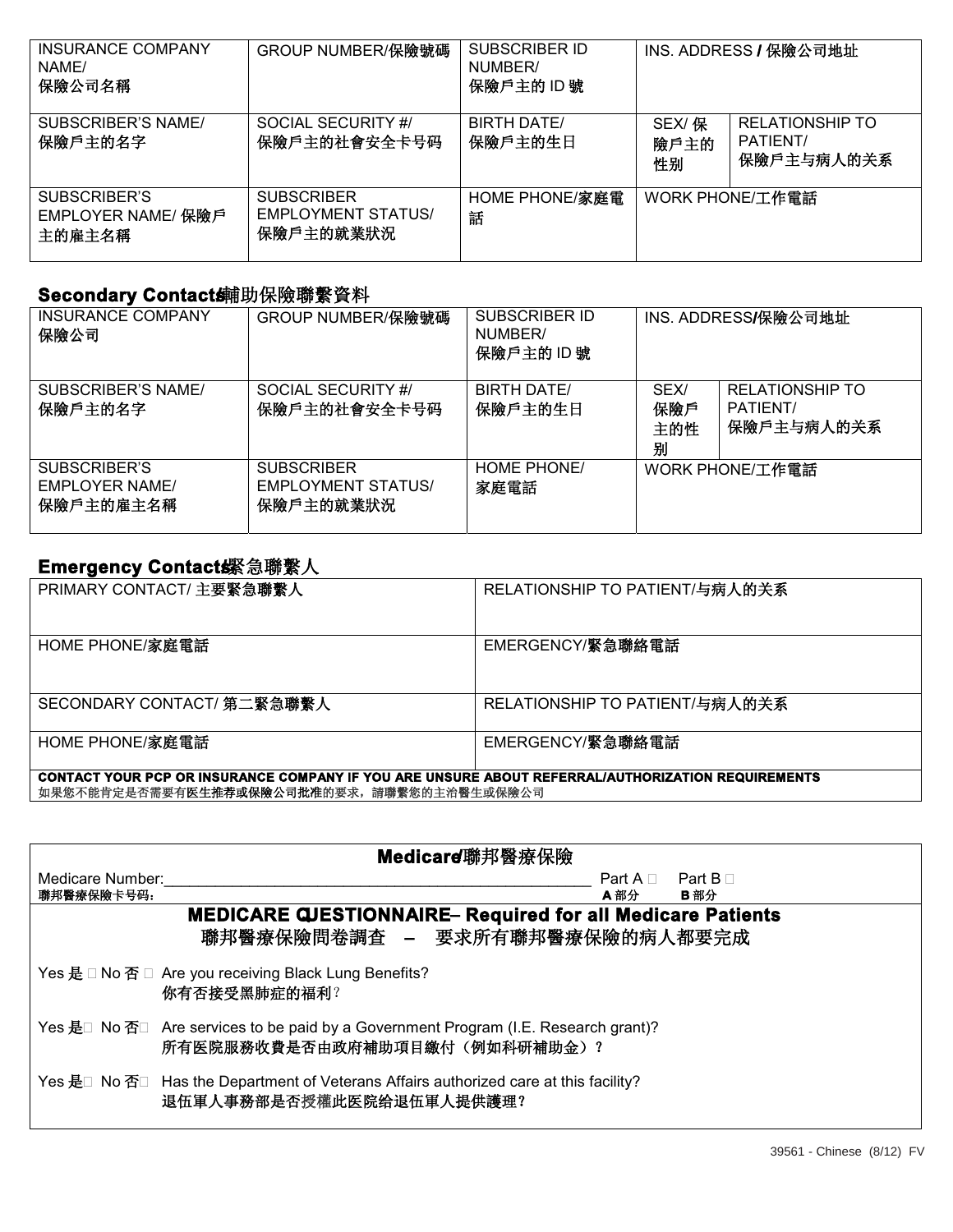| INSURANCE COMPANY NAME/<br>保險公司名稱 | GROUP NUMBER/保險號碼 | SUBSCRIBER ID NUMBER/<br>保險戶主的 ID 號 | INS. ADDRESS / 保險公司地址 | |
|---|---|---|---|---|
| SUBSCRIBER'S NAME/<br>保險戶主的名字 | SOCIAL SECURITY #/<br>保險戶主的社會安全卡号码 | BIRTH DATE/<br>保險戶主的生日 | SEX/ 保險戶主的性別 | RELATIONSHIP TO PATIENT/<br>保險戶主与病人的关系 |
| SUBSCRIBER'S EMPLOYER NAME/ 保險戶主的雇主名稱 | SUBSCRIBER EMPLOYMENT STATUS/<br>保險戶主的就業狀況 | HOME PHONE/家庭電話 | WORK PHONE/工作電話 | |

## Secondary Contacts/輔助保險聯繫資料

| INSURANCE COMPANY<br>保險公司 | GROUP NUMBER/保險號碼 | SUBSCRIBER ID NUMBER/<br>保險戶主的 ID 號 | INS. ADDRESS/保險公司地址 | |
|---|---|---|---|---|
| SUBSCRIBER'S NAME/<br>保險戶主的名字 | SOCIAL SECURITY #/<br>保險戶主的社會安全卡号码 | BIRTH DATE/<br>保險戶主的生日 | SEX/<br>保險戶主的性別 | RELATIONSHIP TO PATIENT/<br>保險戶主与病人的关系 |
| SUBSCRIBER'S EMPLOYER NAME/<br>保險戶主的雇主名稱 | SUBSCRIBER EMPLOYMENT STATUS/<br>保險戶主的就業狀況 | HOME PHONE/<br>家庭電話 | WORK PHONE/工作電話 | |

## Emergency Contacts/緊急聯繫人

| PRIMARY CONTACT/ 主要緊急聯繫人 | RELATIONSHIP TO PATIENT/与病人的关系 |
|---|---|
| HOME PHONE/家庭電話 | EMERGENCY/緊急聯絡電話 |
| SECONDARY CONTACT/ 第二緊急聯繫人 | RELATIONSHIP TO PATIENT/与病人的关系 |
| HOME PHONE/家庭電話 | EMERGENCY/緊急聯絡電話 |

**CONTACT YOUR PCP OR INSURANCE COMPANY IF YOU ARE UNSURE ABOUT REFERRAL/AUTHORIZATION REQUIREMENTS**
如果您不能肯定是否需要有医生推荐或保險公司批准的要求，請聯繫您的主治醫生或保險公司

## Medicare/聯邦醫療保險

Medicare Number:_______________________________________________ Part A ☐ Part B ☐
聯邦醫療保險卡号码： A 部分 B 部分

### MEDICARE QUESTIONNAIRE– Required for all Medicare Patients
### 聯邦醫療保險問卷調查 – 要求所有聯邦醫療保險的病人都要完成

Yes 是 ☐ No 否 ☐ Are you receiving Black Lung Benefits?
你有否接受黑肺症的福利?

Yes 是☐ No 否☐ Are services to be paid by a Government Program (I.E. Research grant)?
所有医院服務收費是否由政府補助項目繳付（例如科研補助金）?

Yes 是☐ No 否☐ Has the Department of Veterans Affairs authorized care at this facility?
退伍軍人事務部是否授權此医院给退伍軍人提供護理?

39561 - Chinese (8/12) FV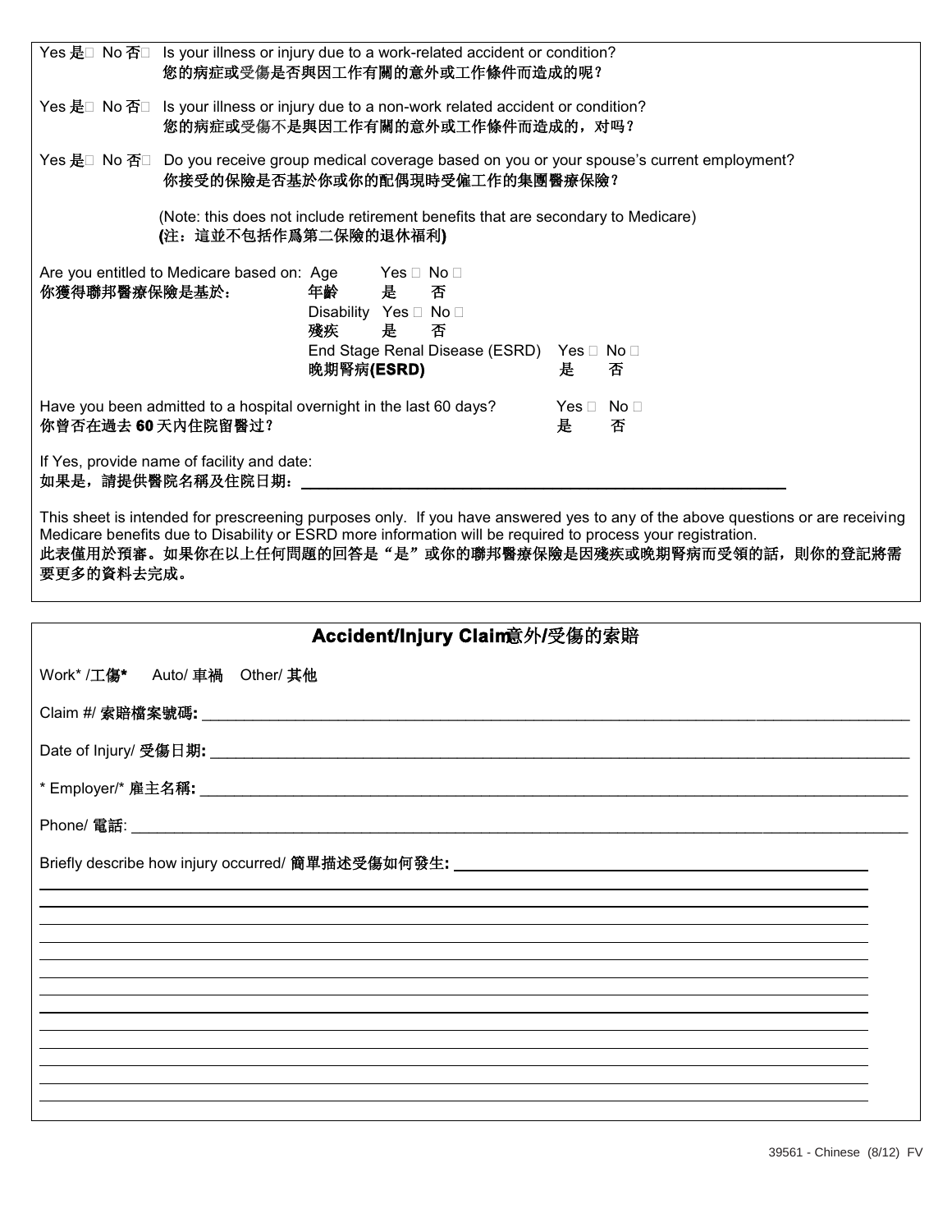Yes 是☐ No 否☐ Is your illness or injury due to a work-related accident or condition?
您的病症或受傷是否與因工作有關的意外或工作條件而造成的呢?

Yes 是☐ No 否☐ Is your illness or injury due to a non-work related accident or condition?
您的病症或受傷不是與因工作有關的意外或工作條件而造成的，对吗?

Yes 是☐ No 否☐ Do you receive group medical coverage based on you or your spouse's current employment?
你接受的保險是否基於你或你的配偶現時受僱工作的集團醫療保險?

(Note: this does not include retirement benefits that are secondary to Medicare)
**(**注：這並不包括作爲第二保險的退休福利**)**

Are you entitled to Medicare based on: Age Yes ☐ No ☐
你獲得聯邦醫療保險是基於： 年齡 是 否
Disability Yes ☐ No ☐
殘疾 是 否
End Stage Renal Disease (ESRD) Yes ☐ No ☐
晚期腎病**(ESRD)** 是 否

Have you been admitted to a hospital overnight in the last 60 days? Yes ☐ No ☐
你曾否在過去 **60** 天內住院留醫过? 是 否

If Yes, provide name of facility and date:
如果是，請提供醫院名稱及住院日期：\_\_\_\_\_\_\_\_\_\_\_\_\_\_\_\_\_\_\_\_\_\_\_\_\_\_\_\_\_\_\_\_\_\_\_\_\_\_\_\_\_\_\_\_

This sheet is intended for prescreening purposes only. If you have answered yes to any of the above questions or are receiving Medicare benefits due to Disability or ESRD more information will be required to process your registration.
**此表僅用於預審。如果你在以上任何問題的回答是"是"或你的聯邦醫療保險是因殘疾或晚期腎病而受領的話，則你的登記將需要更多的資料去完成。**

## Accident/Injury Claim意外/受傷的索賠

Work\* /工傷\* Auto/ 車禍 Other/ 其他

Claim #/ 索賠檔案號碼**:** \_\_\_\_\_\_\_\_\_\_\_\_\_\_\_\_\_\_\_\_\_\_\_\_\_\_\_\_\_\_\_\_\_\_\_\_\_\_\_\_\_\_\_\_

Date of Injury/ 受傷日期**:** \_\_\_\_\_\_\_\_\_\_\_\_\_\_\_\_\_\_\_\_\_\_\_\_\_\_\_\_\_\_\_\_\_\_\_\_\_\_\_\_\_\_\_\_

\* Employer/\* 雇主名稱**:** \_\_\_\_\_\_\_\_\_\_\_\_\_\_\_\_\_\_\_\_\_\_\_\_\_\_\_\_\_\_\_\_\_\_\_\_\_\_\_\_\_\_\_\_

Phone/ 電話: \_\_\_\_\_\_\_\_\_\_\_\_\_\_\_\_\_\_\_\_\_\_\_\_\_\_\_\_\_\_\_\_\_\_\_\_\_\_\_\_\_\_\_\_

Briefly describe how injury occurred/ 簡單描述受傷如何發生**:** \_\_\_\_\_\_\_\_\_\_\_\_\_\_\_\_\_\_\_\_\_\_\_\_\_\_\_\_\_\_\_\_\_\_\_\_\_\_\_\_\_\_\_\_

39561 - Chinese (8/12) FV